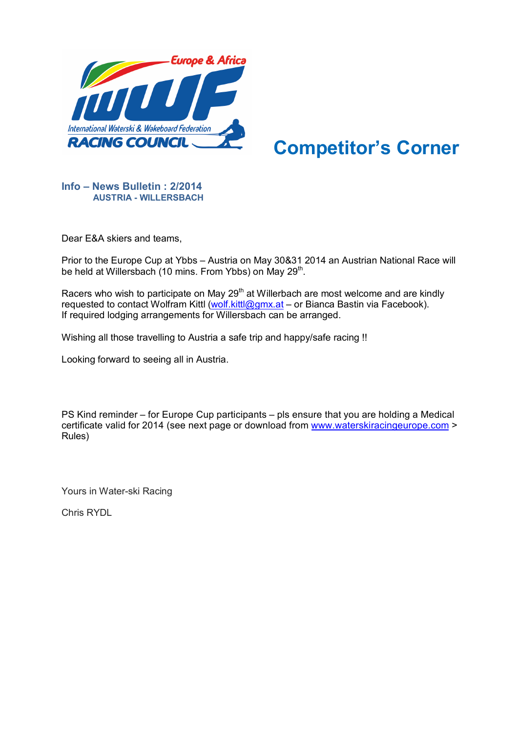# Competitor's Corner

**Info – News Bulletin : 2/2014**
**AUSTRIA - WILLERSBACH**

Dear E&A skiers and teams,

Prior to the Europe Cup at Ybbs – Austria on May 30&31 2014 an Austrian National Race will be held at Willersbach (10 mins. From Ybbs) on May 29th.

Racers who wish to participate on May 29th at Willerbach are most welcome and are kindly requested to contact Wolfram Kittl (wolf.kittl@gmx.at – or Bianca Bastin via Facebook).
If required lodging arrangements for Willersbach can be arranged.

Wishing all those travelling to Austria a safe trip and happy/safe racing !!

Looking forward to seeing all in Austria.

PS Kind reminder – for Europe Cup participants – pls ensure that you are holding a Medical certificate valid for 2014 (see next page or download from www.waterskiracingeurope.com > Rules)

Yours in Water-ski Racing

Chris RYDL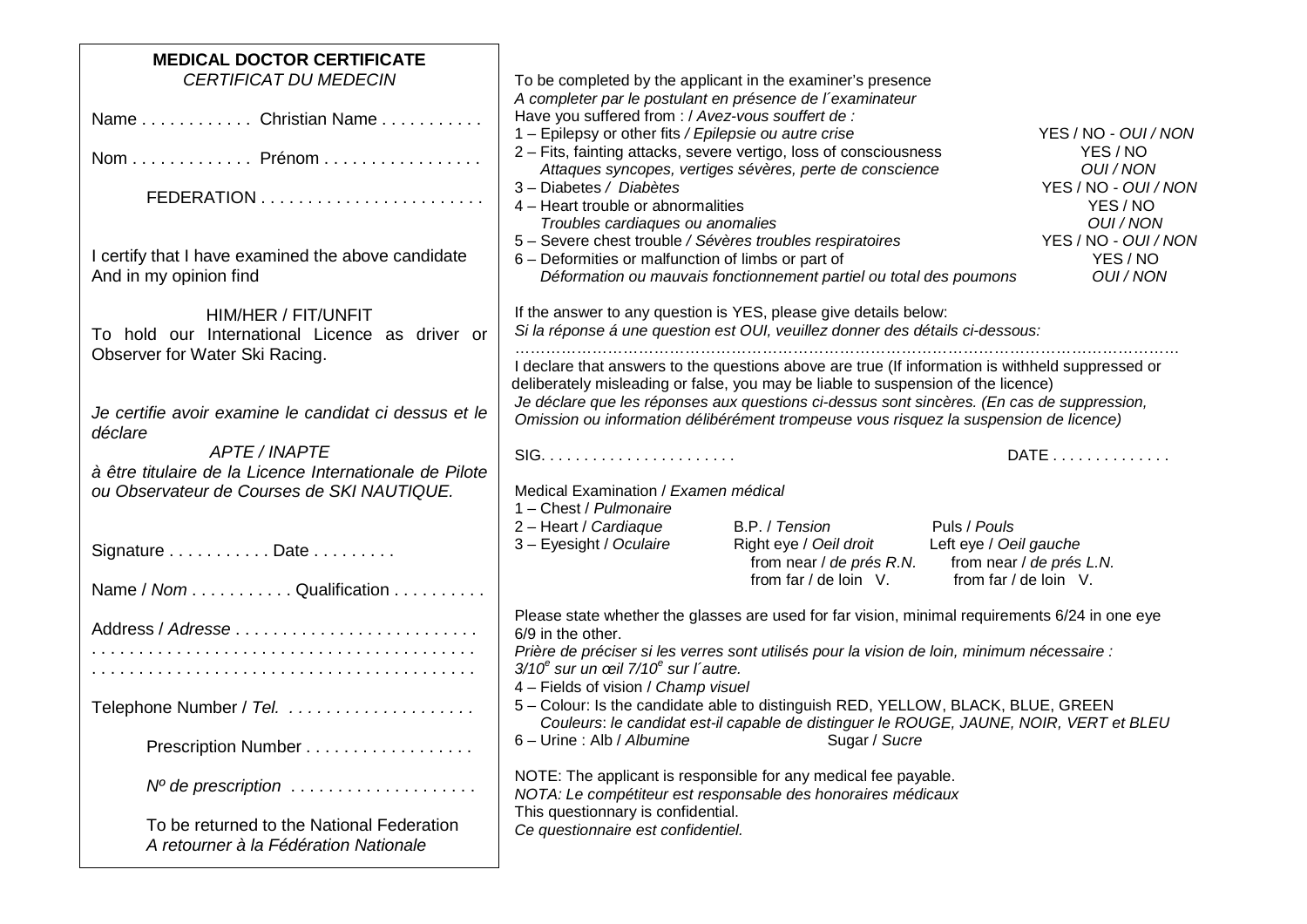**MEDICAL DOCTOR CERTIFICATE**
*CERTIFICAT DU MEDECIN*

Name . . . . . . . . . . . . Christian Name . . . . . . . . . . .

Nom . . . . . . . . . . . . . Prénom . . . . . . . . . . . . . . . . .

FEDERATION . . . . . . . . . . . . . . . . . . . . . . . .

I certify that I have examined the above candidate
And in my opinion find

HIM/HER / FIT/UNFIT
To hold our International Licence as driver or Observer for Water Ski Racing.

*Je certifie avoir examine le candidat ci dessus et le déclare*

*APTE / INAPTE*
*à être titulaire de la Licence Internationale de Pilote ou Observateur de Courses de SKI NAUTIQUE.*

Signature . . . . . . . . . . . Date . . . . . . . . .

Name / *Nom* . . . . . . . . . . . Qualification . . . . . . . . . .

Address / *Adresse* . . . . . . . . . . . . . . . . . . . . . . . . . .
. . . . . . . . . . . . . . . . . . . . . . . . . . . . . . . . . . . . . . . . .
. . . . . . . . . . . . . . . . . . . . . . . . . . . . . . . . . . . . . . . .

Telephone Number / *Tel.* . . . . . . . . . . . . . . . . . . . .

Prescription Number . . . . . . . . . . . . . . . . . .

*Nº de prescription* . . . . . . . . . . . . . . . . . . . .

To be returned to the National Federation
*A retourner à la Fédération Nationale*

---

To be completed by the applicant in the examiner's presence
*A completer par le postulant en présence de l´examinateur*
Have you suffered from : / *Avez-vous souffert de :*

| | |
|---|---|
| 1 – Epilepsy or other fits */ Epilepsie ou autre crise* | YES / NO - *OUI / NON* |
| 2 – Fits, fainting attacks, severe vertigo, loss of consciousness<br>*Attaques syncopes, vertiges sévères, perte de conscience* | YES / NO<br>*OUI / NON* |
| 3 – Diabetes */ Diabètes* | YES / NO - *OUI / NON* |
| 4 – Heart trouble or abnormalities<br>*Troubles cardiaques ou anomalies* | YES / NO<br>*OUI / NON* |
| 5 – Severe chest trouble */ Sévères troubles respiratoires* | YES / NO - *OUI / NON* |
| 6 – Deformities or malfunction of limbs or part of<br>*Déformation ou mauvais fonctionnement partiel ou total des poumons* | YES / NO<br>*OUI / NON* |

If the answer to any question is YES, please give details below:
*Si la réponse á une question est OUI, veuillez donner des détails ci-dessous:*
……………………………………………………………………………………………………………………

I declare that answers to the questions above are true (If information is withheld suppressed or deliberately misleading or false, you may be liable to suspension of the licence)
*Je déclare que les réponses aux questions ci-dessus sont sincères. (En cas de suppression, Omission ou information délibérément trompeuse vous risquez la suspension de licence)*

SIG. . . . . . . . . . . . . . . . . . . . . . . . DATE . . . . . . . . . . . . . .

Medical Examination / *Examen médical*
1 – Chest / *Pulmonaire*
2 – Heart / *Cardiaque* B.P. / *Tension* Puls / *Pouls*
3 – Eyesight / *Oculaire* Right eye / *Oeil droit* Left eye / *Oeil gauche*
from near / *de prés R.N.* from near / *de prés L.N.*
from far / de loin V. from far / de loin V.

Please state whether the glasses are used for far vision, minimal requirements 6/24 in one eye 6/9 in the other.
*Prière de préciser si les verres sont utilisés pour la vision de loin, minimum nécessaire : $3/10^e$ sur un œil $7/10^e$ sur l´autre.*
4 – Fields of vision / *Champ visuel*
5 – Colour: Is the candidate able to distinguish RED, YELLOW, BLACK, BLUE, GREEN
*Couleurs*: *le candidat est-il capable de distinguer le ROUGE, JAUNE, NOIR, VERT et BLEU*
6 – Urine : Alb / *Albumine* Sugar / *Sucre*

NOTE: The applicant is responsible for any medical fee payable.
*NOTA: Le compétiteur est responsable des honoraires médicaux*
This questionnary is confidential.
*Ce questionnaire est confidentiel.*